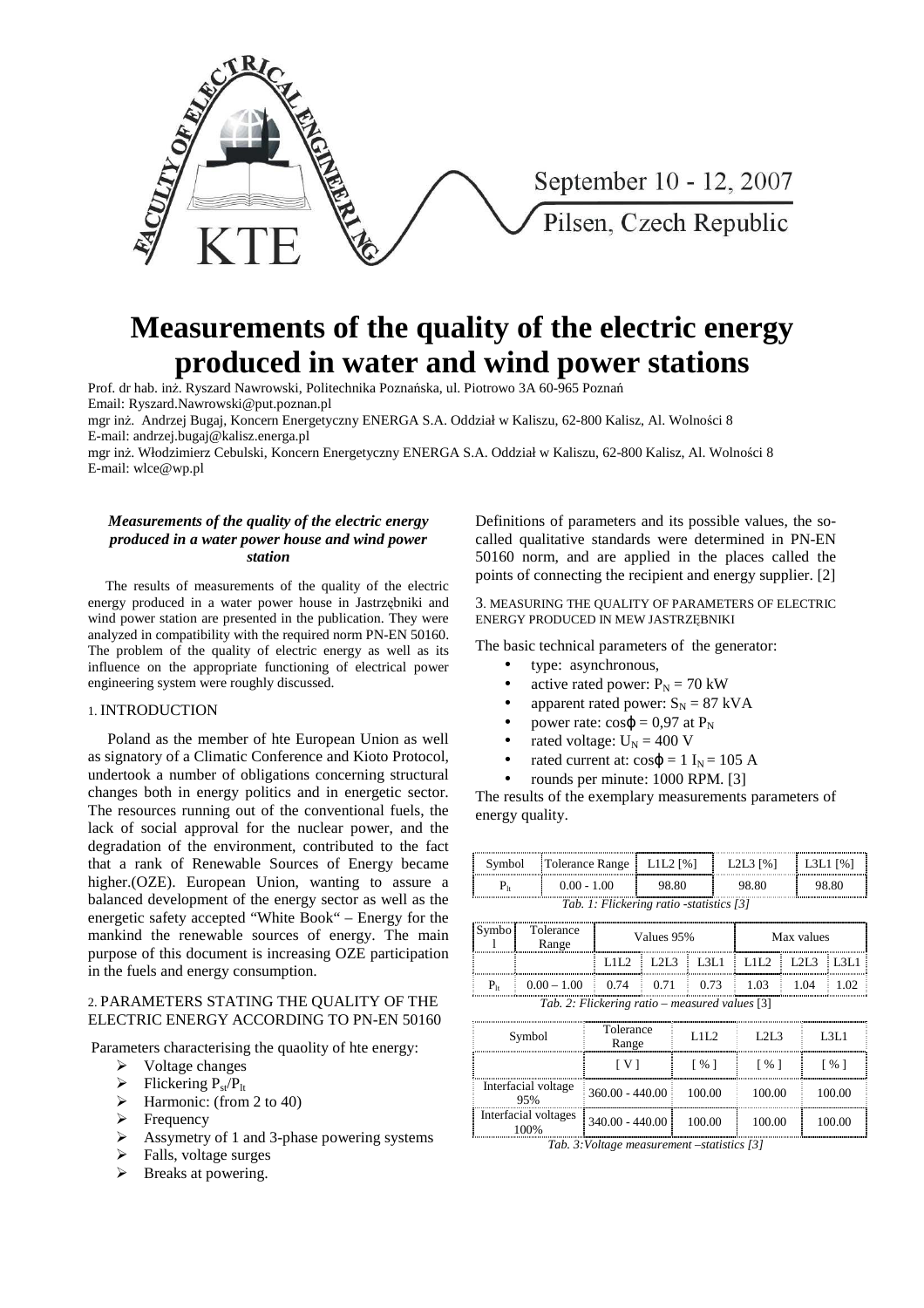# Measurements of the quality of the electric energy produced in water and wind power stations

Prof. dr hab. inż. Ryszard Nawrowski, Politechnika Poznańska, ul. Piotrowo 3A 60-965 Poznań
Email: Ryszard.Nawrowski@put.poznan.pl
mgr inż. Andrzej Bugaj, Koncern Energetyczny ENERGA S.A. Oddział w Kaliszu, 62-800 Kalisz, Al. Wolności 8
E-mail: andrzej.bugaj@kalisz.energa.pl
mgr inż. Włodzimierz Cebulski, Koncern Energetyczny ENERGA S.A. Oddział w Kaliszu, 62-800 Kalisz, Al. Wolności 8
E-mail: wlce@wp.pl

***Measurements of the quality of the electric energy produced in a water power house and wind power station***

The results of measurements of the quality of the electric energy produced in a water power house in Jastrzębniki and wind power station are presented in the publication. They were analyzed in compatibility with the required norm PN-EN 50160. The problem of the quality of electric energy as well as its influence on the appropriate functioning of electrical power engineering system were roughly discussed.

## 1. INTRODUCTION

Poland as the member of hte European Union as well as signatory of a Climatic Conference and Kioto Protocol, undertook a number of obligations concerning structural changes both in energy politics and in energetic sector. The resources running out of the conventional fuels, the lack of social approval for the nuclear power, and the degradation of the environment, contributed to the fact that a rank of Renewable Sources of Energy became higher.(OZE). European Union, wanting to assure a balanced development of the energy sector as well as the energetic safety accepted "White Book" – Energy for the mankind the renewable sources of energy. The main purpose of this document is increasing OZE participation in the fuels and energy consumption.

## 2. PARAMETERS STATING THE QUALITY OF THE ELECTRIC ENERGY ACCORDING TO PN-EN 50160

Parameters characterising the quaolity of hte energy:

- Voltage changes
- Flickering $P_{st}/P_{lt}$
- Harmonic: (from 2 to 40)
- Frequency
- Assymetry of 1 and 3-phase powering systems
- Falls, voltage surges
- Breaks at powering.

Definitions of parameters and its possible values, the so-called qualitative standards were determined in PN-EN 50160 norm, and are applied in the places called the points of connecting the recipient and energy supplier. [2]

## 3. MEASURING THE QUALITY OF PARAMETERS OF ELECTRIC ENERGY PRODUCED IN MEW JASTRZĘBNIKI

The basic technical parameters of the generator:

- type: asynchronous,
- active rated power: $P_N = 70$ kW
- apparent rated power: $S_N = 87$ kVA
- power rate: $\cos\varphi = 0{,}97$ at $P_N$
- rated voltage: $U_N = 400$ V
- rated current at: $\cos\varphi = 1$ $I_N = 105$ A
- rounds per minute: 1000 RPM. [3]

The results of the exemplary measurements parameters of energy quality.

| Symbol | Tolerance Range | L1L2 [%] | L2L3 [%] | L3L1 [%] |
|---|---|---|---|---|
| $P_{lt}$ | 0.00 - 1.00 | 98.80 | 98.80 | 98.80 |

*Tab. 1: Flickering ratio -statistics [3]*

| Symbol | Tolerance Range | Values 95% | | | Max values | | |
|---|---|---|---|---|---|---|---|
| | | L1L2 | L2L3 | L3L1 | L1L2 | L2L3 | L3L1 |
| $P_{lt}$ | 0.00 – 1.00 | 0.74 | 0.71 | 0.73 | 1.03 | 1.04 | 1.02 |

*Tab. 2: Flickering ratio – measured values [3]*

| Symbol | Tolerance Range | L1L2 | L2L3 | L3L1 |
|---|---|---|---|---|
| | [ V ] | [ % ] | [ % ] | [ % ] |
| Interfacial voltage 95% | 360.00 - 440.00 | 100.00 | 100.00 | 100.00 |
| Interfacial voltages 100% | 340.00 - 440.00 | 100.00 | 100.00 | 100.00 |

*Tab. 3:Voltage measurement –statistics [3]*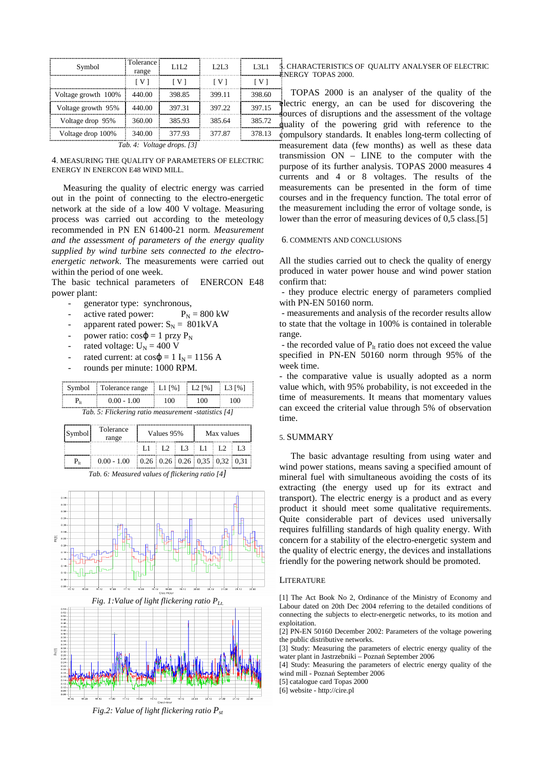| Symbol | Tolerance range | L1L2 | L2L3 | L3L1 |
|---|---|---|---|---|
| | [ V ] | [ V ] | [ V ] | [ V ] |
| Voltage growth 100% | 440.00 | 398.85 | 399.11 | 398.60 |
| Voltage growth 95% | 440.00 | 397.31 | 397.22 | 397.15 |
| Voltage drop 95% | 360.00 | 385.93 | 385.64 | 385.72 |
| Voltage drop 100% | 340.00 | 377.93 | 377.87 | 378.13 |

*Tab. 4: Voltage drops. [3]*

## 4. MEASURING THE QUALITY OF PARAMETERS OF ELECTRIC ENERGY IN ENERCON E48 WIND MILL.

Measuring the quality of electric energy was carried out in the point of connecting to the electro-energetic network at the side of a low 400 V voltage. Measuring process was carried out according to the meteology recommended in PN EN 61400-21 norm. *Measurement and the assessment of parameters of the energy quality supplied by wind turbine sets connected to the electro-energetic network*. The measurements were carried out within the period of one week.

The basic technical parameters of ENERCON E48 power plant:

- generator type: synchronous,
- active rated power: $P_N = 800$ kW
- apparent rated power: $S_N =$ 801kVA
- power ratio: $\cos\varphi = 1$ przy $P_N$
- rated voltage: $U_N = 400$ V
- rated current: at $\cos\varphi = 1$ $I_N = 1156$ A
- rounds per minute: 1000 RPM.

| Symbol | Tolerance range | L1 [%] | L2 [%] | L3 [%] |
|---|---|---|---|---|
| $P_{lt}$ | 0.00 - 1.00 | 100 | 100 | 100 |

*Tab. 5: Flickering ratio measurement -statistics [4]*

| Symbol | Tolerance range | Values 95% | | | Max values | | |
|---|---|---|---|---|---|---|---|
| | | L1 | L2 | L3 | L1 | L2 | L3 |
| $P_{lt}$ | 0.00 - 1.00 | 0.26 | 0.26 | 0.26 | 0,35 | 0,32 | 0,31 |

*Tab. 6: Measured values of flickering ratio [4]*

*Fig. 1:Value of light flickering ratio $P_{Lt.}$*

*Fig.2: Value of light flickering ratio $P_{st}$*

## 5. CHARACTERISTICS OF QUALITY ANALYSER OF ELECTRIC ENERGY TOPAS 2000.

TOPAS 2000 is an analyser of the quality of the electric energy, an can be used for discovering the sources of disruptions and the assessment of the voltage quality of the powering grid with reference to the compulsory standards. It enables long-term collecting of measurement data (few months) as well as these data transmission ON – LINE to the computer with the purpose of its further analysis. TOPAS 2000 measures 4 currents and 4 or 8 voltages. The results of the measurements can be presented in the form of time courses and in the frequency function. The total error of the measurement including the error of voltage sonde, is lower than the error of measuring devices of 0,5 class.[5]

## 6. COMMENTS AND CONCLUSIONS

All the studies carried out to check the quality of energy produced in water power house and wind power station confirm that:

- they produce electric energy of parameters complied with PN-EN 50160 norm.
- measurements and analysis of the recorder results allow to state that the voltage in 100% is contained in tolerable range.
- the recorded value of $P_{lt}$ ratio does not exceed the value specified in PN-EN 50160 norm through 95% of the week time.
- the comparative value is usually adopted as a norm value which, with 95% probability, is not exceeded in the time of measurements. It means that momentary values can exceed the criterial value through 5% of observation time.

## 5. SUMMARY

The basic advantage resulting from using water and wind power stations, means saving a specified amount of mineral fuel with simultaneous avoiding the costs of its extracting (the energy used up for its extract and transport). The electric energy is a product and as every product it should meet some qualitative requirements. Quite considerable part of devices used universally requires fulfilling standards of high quality energy. With concern for a stability of the electro-energetic system and the quality of electric energy, the devices and installations friendly for the powering network should be promoted.

## LITERATURE

[1] The Act Book No 2, Ordinance of the Ministry of Economy and Labour dated on 20th Dec 2004 referring to the detailed conditions of connecting the subjects to electr-energetic networks, to its motion and exploitation.
[2] PN-EN 50160 December 2002: Parameters of the voltage powering the public distributive networks.
[3] Study: Measuring the parameters of electric energy quality of the water plant in Jastrzebniki – Poznań September 2006
[4] Study: Measuring the parameters of electric energy quality of the wind mill - Poznań September 2006
[5] catalogue card Topas 2000
[6] website - http://cire.pl